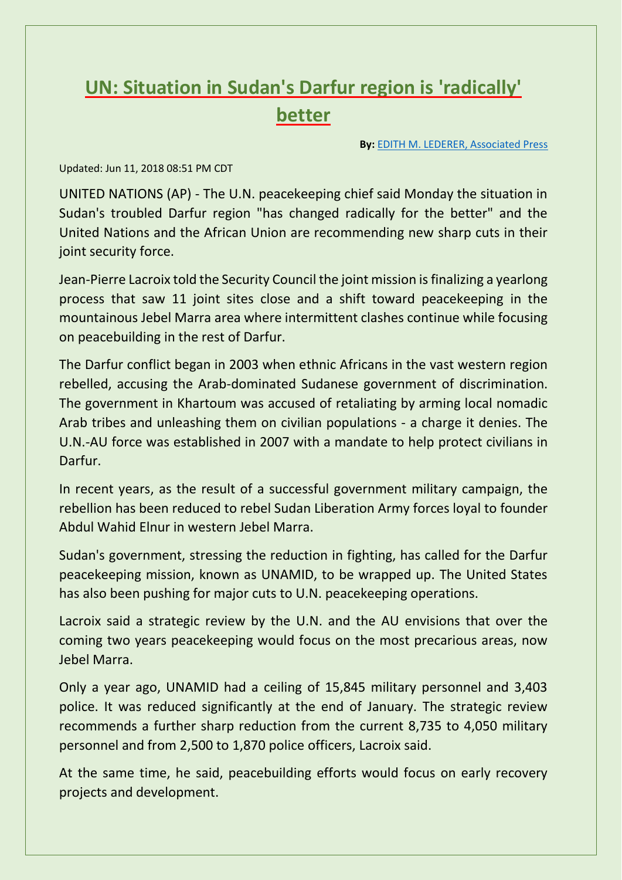# UN: Situation in Sudan's Darfur region is 'radically' better

**By:** EDITH M. LEDERER, Associated Press

Updated: Jun 11, 2018 08:51 PM CDT

UNITED NATIONS (AP) - The U.N. peacekeeping chief said Monday the situation in Sudan's troubled Darfur region "has changed radically for the better" and the United Nations and the African Union are recommending new sharp cuts in their joint security force.

Jean-Pierre Lacroix told the Security Council the joint mission is finalizing a yearlong process that saw 11 joint sites close and a shift toward peacekeeping in the mountainous Jebel Marra area where intermittent clashes continue while focusing on peacebuilding in the rest of Darfur.

The Darfur conflict began in 2003 when ethnic Africans in the vast western region rebelled, accusing the Arab-dominated Sudanese government of discrimination. The government in Khartoum was accused of retaliating by arming local nomadic Arab tribes and unleashing them on civilian populations - a charge it denies. The U.N.-AU force was established in 2007 with a mandate to help protect civilians in Darfur.

In recent years, as the result of a successful government military campaign, the rebellion has been reduced to rebel Sudan Liberation Army forces loyal to founder Abdul Wahid Elnur in western Jebel Marra.

Sudan's government, stressing the reduction in fighting, has called for the Darfur peacekeeping mission, known as UNAMID, to be wrapped up. The United States has also been pushing for major cuts to U.N. peacekeeping operations.

Lacroix said a strategic review by the U.N. and the AU envisions that over the coming two years peacekeeping would focus on the most precarious areas, now Jebel Marra.

Only a year ago, UNAMID had a ceiling of 15,845 military personnel and 3,403 police. It was reduced significantly at the end of January. The strategic review recommends a further sharp reduction from the current 8,735 to 4,050 military personnel and from 2,500 to 1,870 police officers, Lacroix said.

At the same time, he said, peacebuilding efforts would focus on early recovery projects and development.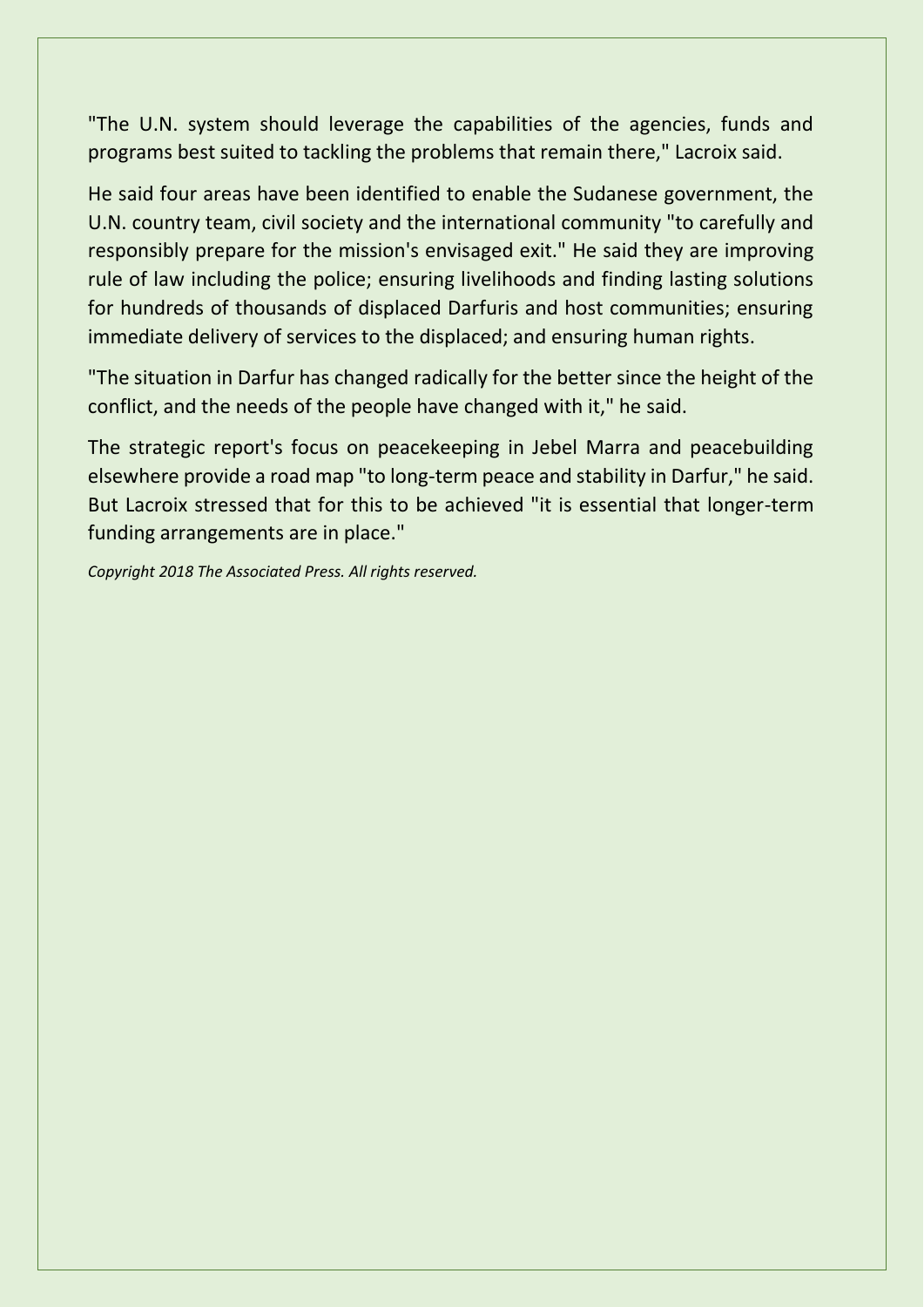"The U.N. system should leverage the capabilities of the agencies, funds and programs best suited to tackling the problems that remain there," Lacroix said.

He said four areas have been identified to enable the Sudanese government, the U.N. country team, civil society and the international community "to carefully and responsibly prepare for the mission's envisaged exit." He said they are improving rule of law including the police; ensuring livelihoods and finding lasting solutions for hundreds of thousands of displaced Darfuris and host communities; ensuring immediate delivery of services to the displaced; and ensuring human rights.

"The situation in Darfur has changed radically for the better since the height of the conflict, and the needs of the people have changed with it," he said.

The strategic report's focus on peacekeeping in Jebel Marra and peacebuilding elsewhere provide a road map "to long-term peace and stability in Darfur," he said. But Lacroix stressed that for this to be achieved "it is essential that longer-term funding arrangements are in place."

*Copyright 2018 The Associated Press. All rights reserved.*